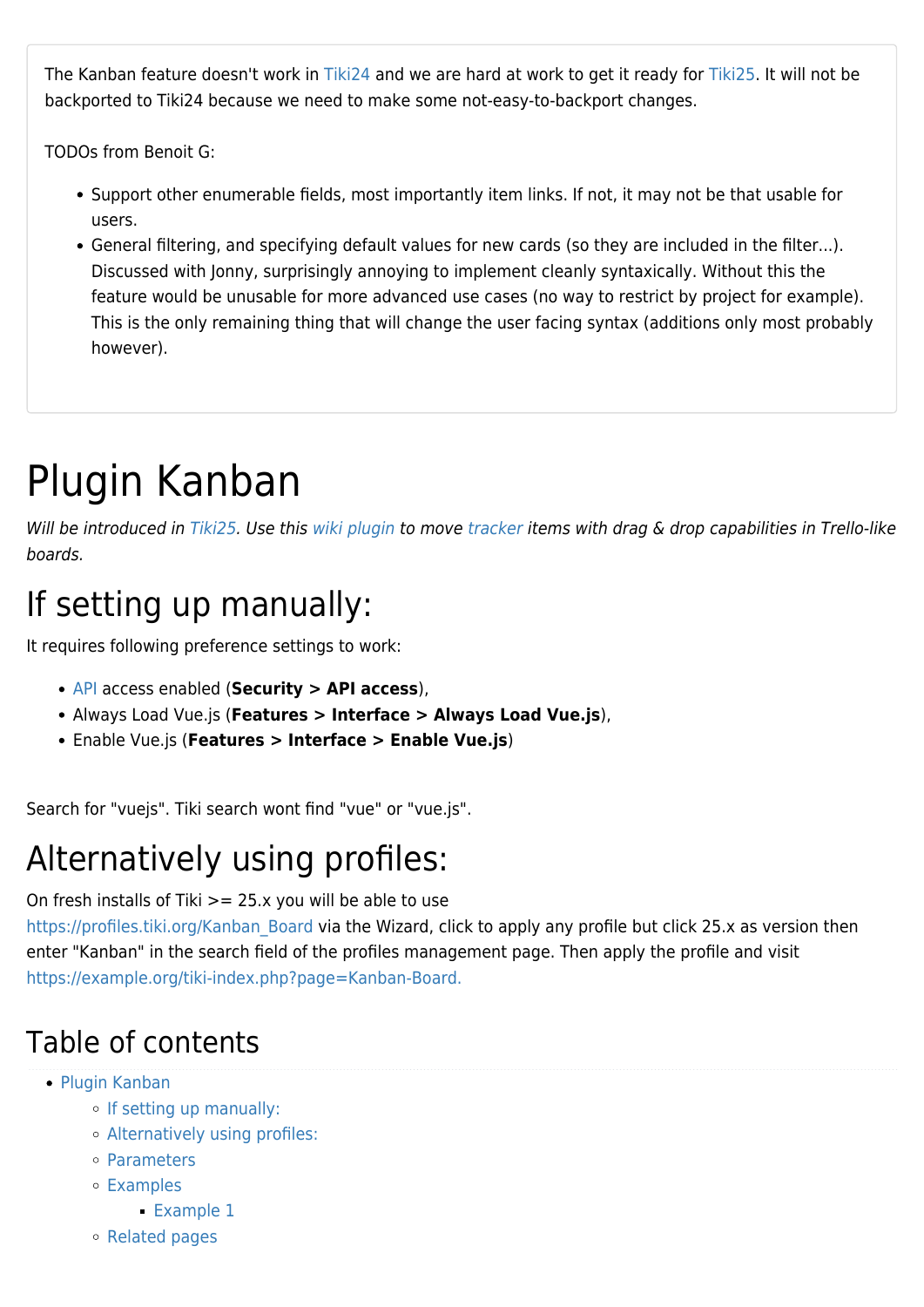The Kanban feature doesn't work in Tiki24 and we are hard at work to get it ready for Tiki25. It will not be backported to Tiki24 because we need to make some not-easy-to-backport changes.

TODOs from Benoit G:

- Support other enumerable fields, most importantly item links. If not, it may not be that usable for users.
- General filtering, and specifying default values for new cards (so they are included in the filter...). Discussed with Jonny, surprisingly annoying to implement cleanly syntaxically. Without this the feature would be unusable for more advanced use cases (no way to restrict by project for example). This is the only remaining thing that will change the user facing syntax (additions only most probably however).

# Plugin Kanban

*Will be introduced in Tiki25. Use this wiki plugin to move tracker items with drag & drop capabilities in Trello-like boards.*

## If setting up manually:

It requires following preference settings to work:

- API access enabled (**Security > API access**),
- Always Load Vue.js (**Features > Interface > Always Load Vue.js**),
- Enable Vue.js (**Features > Interface > Enable Vue.js**)

Search for "vuejs". Tiki search wont find "vue" or "vue.js".

## Alternatively using profiles:

On fresh installs of Tiki >= 25.x you will be able to use https://profiles.tiki.org/Kanban_Board via the Wizard, click to apply any profile but click 25.x as version then enter "Kanban" in the search field of the profiles management page. Then apply the profile and visit https://example.org/tiki-index.php?page=Kanban-Board.

### Table of contents

- Plugin Kanban
  - If setting up manually:
  - Alternatively using profiles:
  - Parameters
  - Examples
    - Example 1
  - Related pages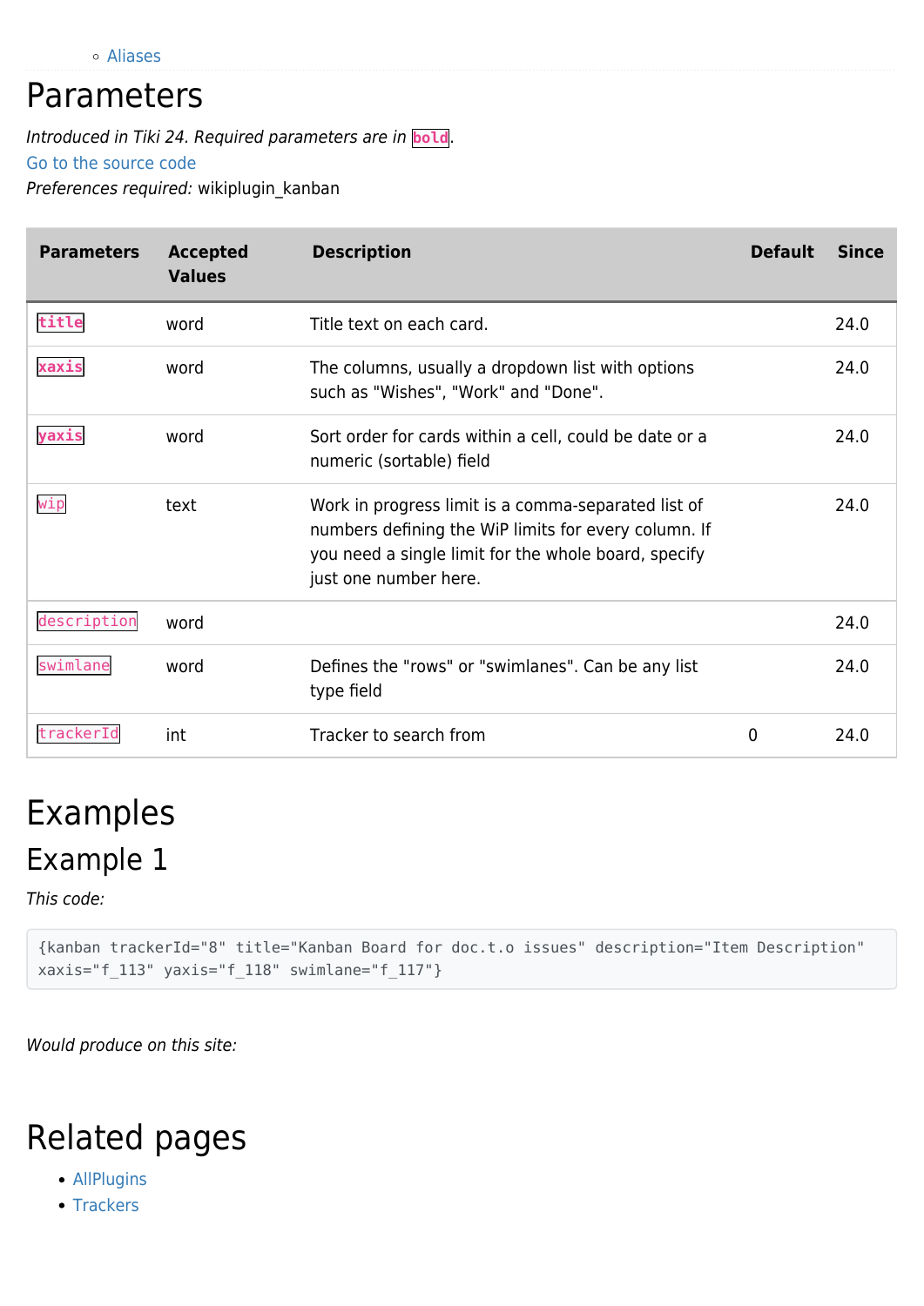- Aliases

# Parameters

*Introduced in Tiki 24. Required parameters are in* **`bold`**.
Go to the source code
*Preferences required:* wikiplugin_kanban

| Parameters | Accepted Values | Description | Default | Since |
|---|---|---|---|---|
| **`title`** | word | Title text on each card. | | 24.0 |
| **`xaxis`** | word | The columns, usually a dropdown list with options such as "Wishes", "Work" and "Done". | | 24.0 |
| **`yaxis`** | word | Sort order for cards within a cell, could be date or a numeric (sortable) field | | 24.0 |
| `wip` | text | Work in progress limit is a comma-separated list of numbers defining the WiP limits for every column. If you need a single limit for the whole board, specify just one number here. | | 24.0 |
| `description` | word | | | 24.0 |
| `swimlane` | word | Defines the "rows" or "swimlanes". Can be any list type field | | 24.0 |
| `trackerId` | int | Tracker to search from | 0 | 24.0 |

# Examples

## Example 1

*This code:*

```
{kanban trackerId="8" title="Kanban Board for doc.t.o issues" description="Item Description"
xaxis="f_113" yaxis="f_118" swimlane="f_117"}
```

*Would produce on this site:*

# Related pages

- AllPlugins
- Trackers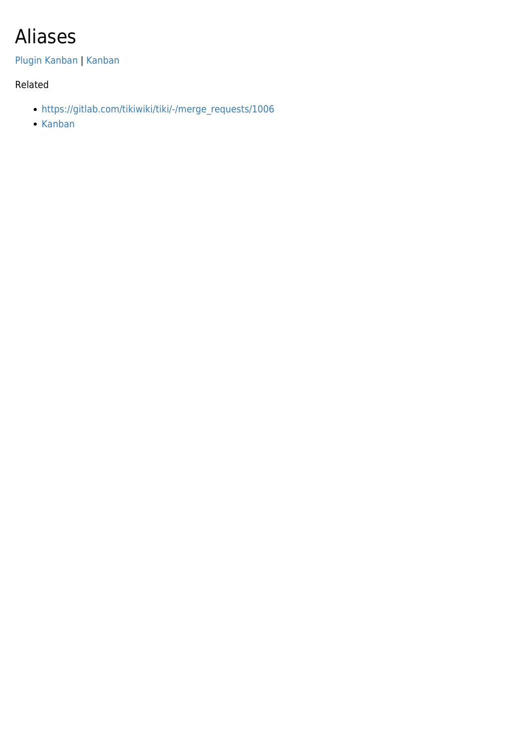# Aliases

Plugin Kanban | Kanban

Related

- https://gitlab.com/tikiwiki/tiki/-/merge_requests/1006
- Kanban